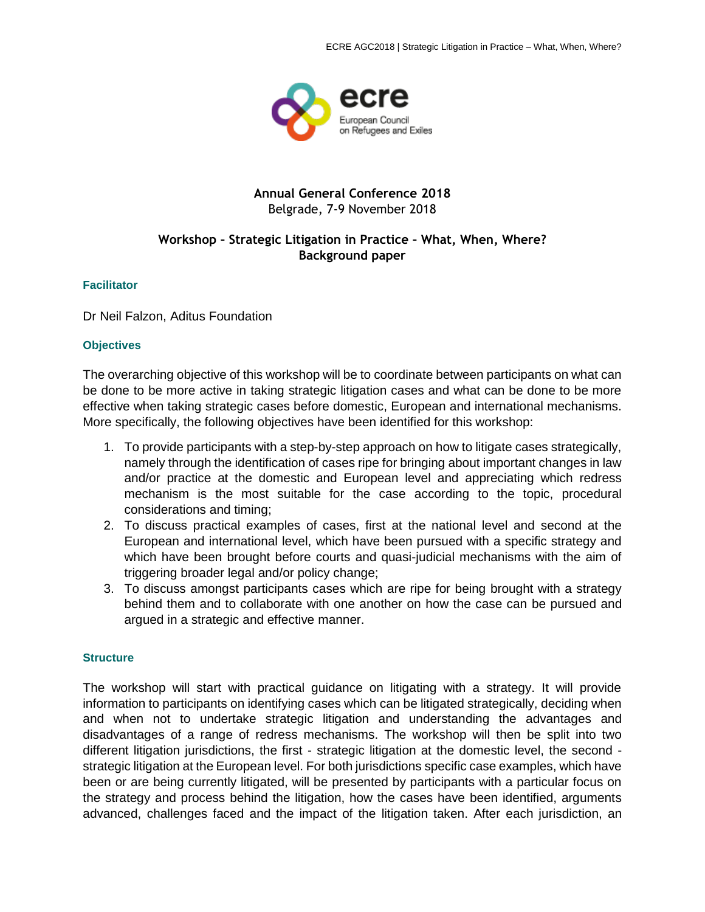# Annual General Conference 2018

Belgrade, 7-9 November 2018

## Workshop – Strategic Litigation in Practice – What, When, Where?

**Background paper**

### Facilitator

Dr Neil Falzon, Aditus Foundation

### Objectives

The overarching objective of this workshop will be to coordinate between participants on what can be done to be more active in taking strategic litigation cases and what can be done to be more effective when taking strategic cases before domestic, European and international mechanisms. More specifically, the following objectives have been identified for this workshop:

1. To provide participants with a step-by-step approach on how to litigate cases strategically, namely through the identification of cases ripe for bringing about important changes in law and/or practice at the domestic and European level and appreciating which redress mechanism is the most suitable for the case according to the topic, procedural considerations and timing;
2. To discuss practical examples of cases, first at the national level and second at the European and international level, which have been pursued with a specific strategy and which have been brought before courts and quasi-judicial mechanisms with the aim of triggering broader legal and/or policy change;
3. To discuss amongst participants cases which are ripe for being brought with a strategy behind them and to collaborate with one another on how the case can be pursued and argued in a strategic and effective manner.

### Structure

The workshop will start with practical guidance on litigating with a strategy. It will provide information to participants on identifying cases which can be litigated strategically, deciding when and when not to undertake strategic litigation and understanding the advantages and disadvantages of a range of redress mechanisms. The workshop will then be split into two different litigation jurisdictions, the first - strategic litigation at the domestic level, the second - strategic litigation at the European level. For both jurisdictions specific case examples, which have been or are being currently litigated, will be presented by participants with a particular focus on the strategy and process behind the litigation, how the cases have been identified, arguments advanced, challenges faced and the impact of the litigation taken. After each jurisdiction, an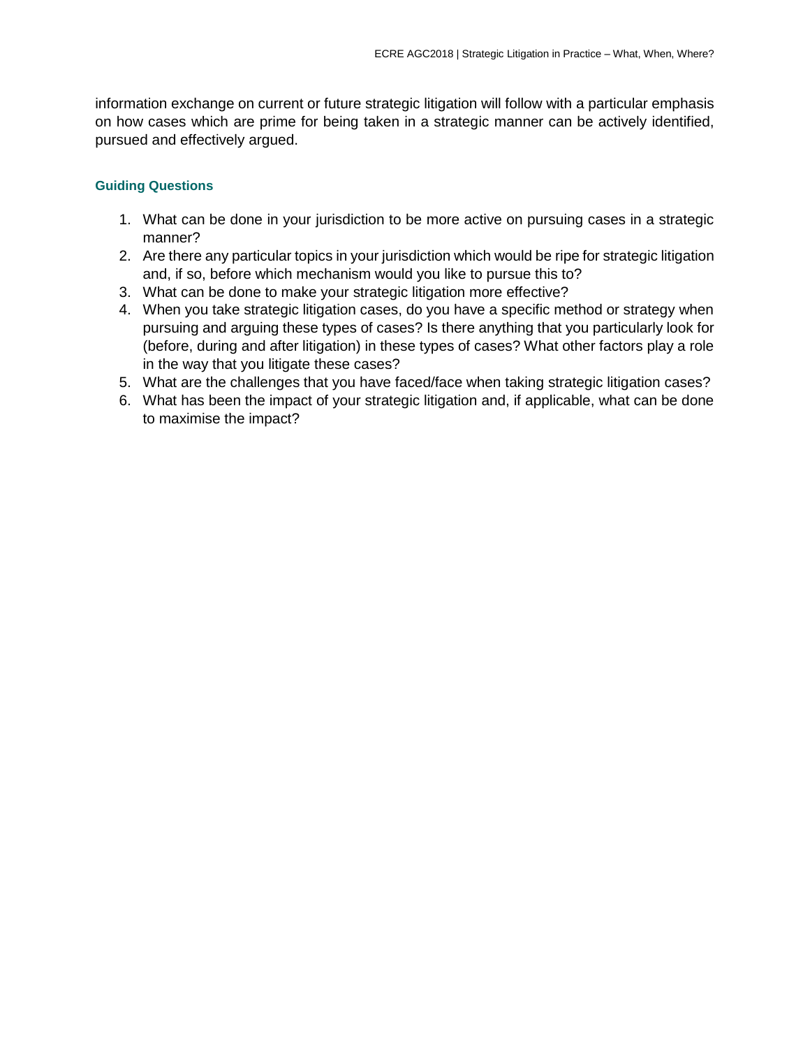information exchange on current or future strategic litigation will follow with a particular emphasis on how cases which are prime for being taken in a strategic manner can be actively identified, pursued and effectively argued.

### Guiding Questions

1. What can be done in your jurisdiction to be more active on pursuing cases in a strategic manner?
2. Are there any particular topics in your jurisdiction which would be ripe for strategic litigation and, if so, before which mechanism would you like to pursue this to?
3. What can be done to make your strategic litigation more effective?
4. When you take strategic litigation cases, do you have a specific method or strategy when pursuing and arguing these types of cases? Is there anything that you particularly look for (before, during and after litigation) in these types of cases? What other factors play a role in the way that you litigate these cases?
5. What are the challenges that you have faced/face when taking strategic litigation cases?
6. What has been the impact of your strategic litigation and, if applicable, what can be done to maximise the impact?